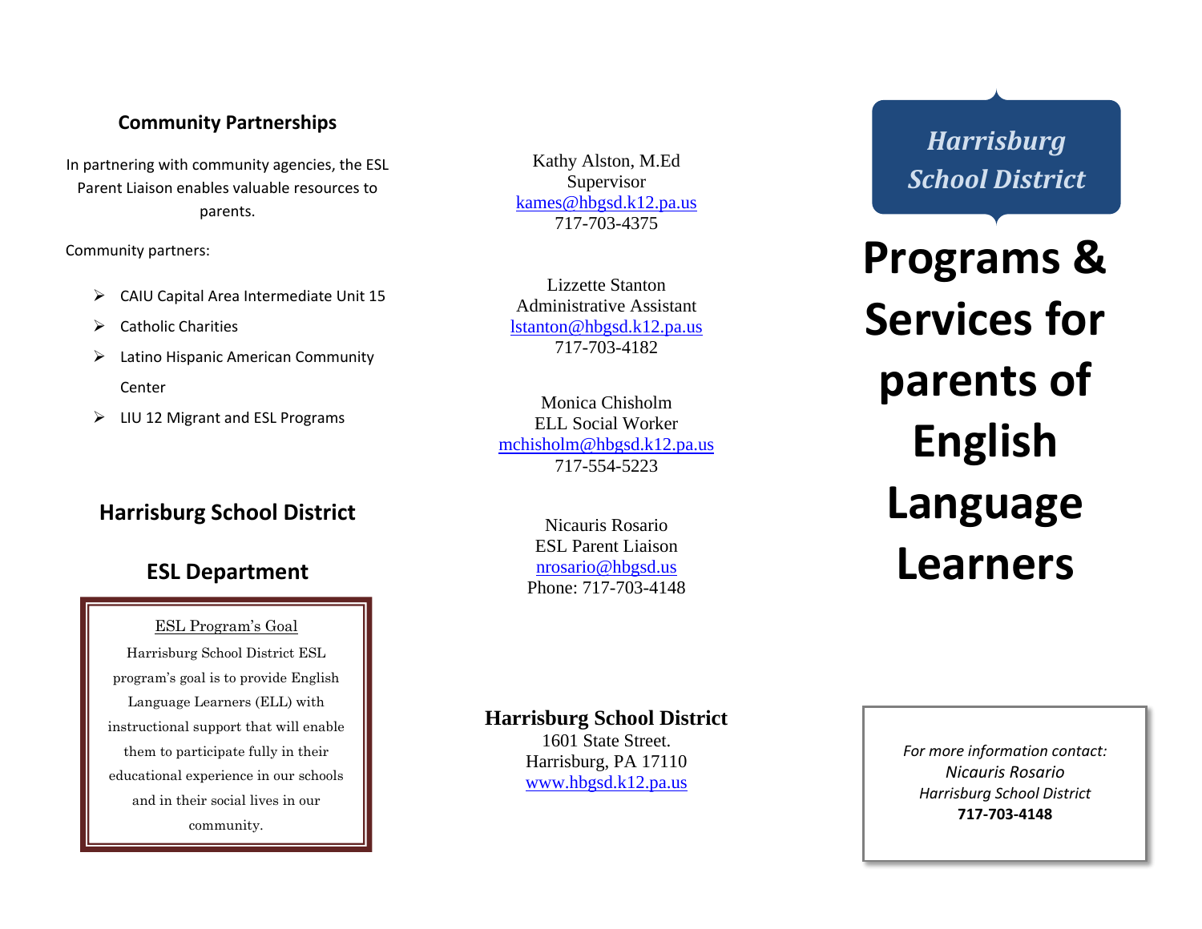## Community Partnerships

In partnering with community agencies, the ESL Parent Liaison enables valuable resources to parents.

Community partners:

- CAIU Capital Area Intermediate Unit 15
- Catholic Charities
- Latino Hispanic American Community Center
- LIU 12 Migrant and ESL Programs

## Harrisburg School District

## ESL Department

ESL Program's Goal

Harrisburg School District ESL program's goal is to provide English Language Learners (ELL) with instructional support that will enable them to participate fully in their educational experience in our schools and in their social lives in our community.

Kathy Alston, M.Ed
Supervisor
kames@hbgsd.k12.pa.us
717-703-4375

Lizzette Stanton
Administrative Assistant
lstanton@hbgsd.k12.pa.us
717-703-4182

Monica Chisholm
ELL Social Worker
mchisholm@hbgsd.k12.pa.us
717-554-5223

Nicauris Rosario
ESL Parent Liaison
nrosario@hbgsd.us
Phone: 717-703-4148

**Harrisburg School District**
1601 State Street.
Harrisburg, PA 17110
www.hbgsd.k12.pa.us

***Harrisburg School District***

# Programs & Services for parents of English Language Learners

*For more information contact:*
*Nicauris Rosario*
*Harrisburg School District*
**717-703-4148**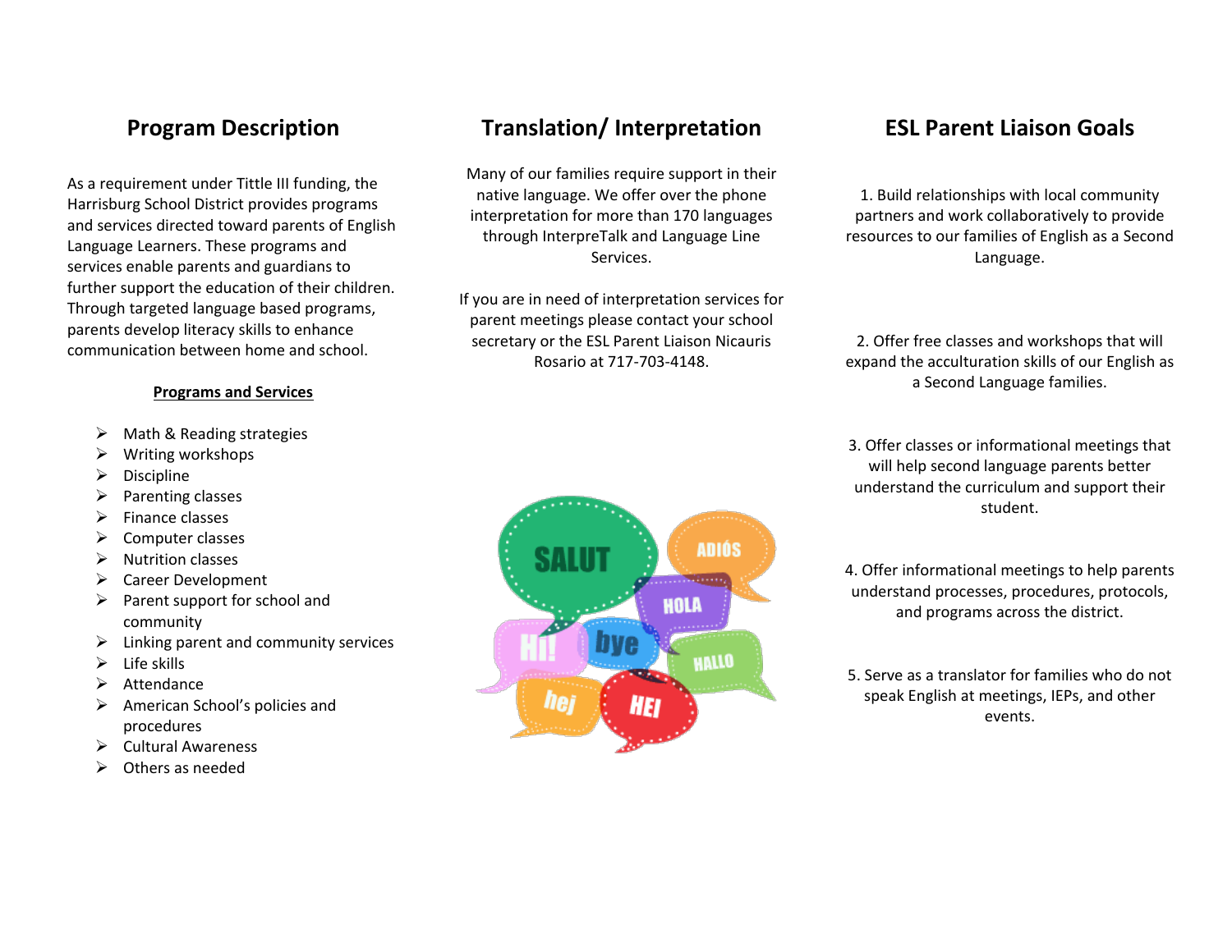## Program Description

As a requirement under Tittle III funding, the Harrisburg School District provides programs and services directed toward parents of English Language Learners. These programs and services enable parents and guardians to further support the education of their children. Through targeted language based programs, parents develop literacy skills to enhance communication between home and school.

**Programs and Services**

- Math & Reading strategies
- Writing workshops
- Discipline
- Parenting classes
- Finance classes
- Computer classes
- Nutrition classes
- Career Development
- Parent support for school and community
- Linking parent and community services
- Life skills
- Attendance
- American School's policies and procedures
- Cultural Awareness
- Others as needed

## Translation/ Interpretation

Many of our families require support in their native language. We offer over the phone interpretation for more than 170 languages through InterpreTalk and Language Line Services.

If you are in need of interpretation services for parent meetings please contact your school secretary or the ESL Parent Liaison Nicauris Rosario at 717-703-4148.

## ESL Parent Liaison Goals

1. Build relationships with local community partners and work collaboratively to provide resources to our families of English as a Second Language.

2. Offer free classes and workshops that will expand the acculturation skills of our English as a Second Language families.

3. Offer classes or informational meetings that will help second language parents better understand the curriculum and support their student.

4. Offer informational meetings to help parents understand processes, procedures, protocols, and programs across the district.

5. Serve as a translator for families who do not speak English at meetings, IEPs, and other events.